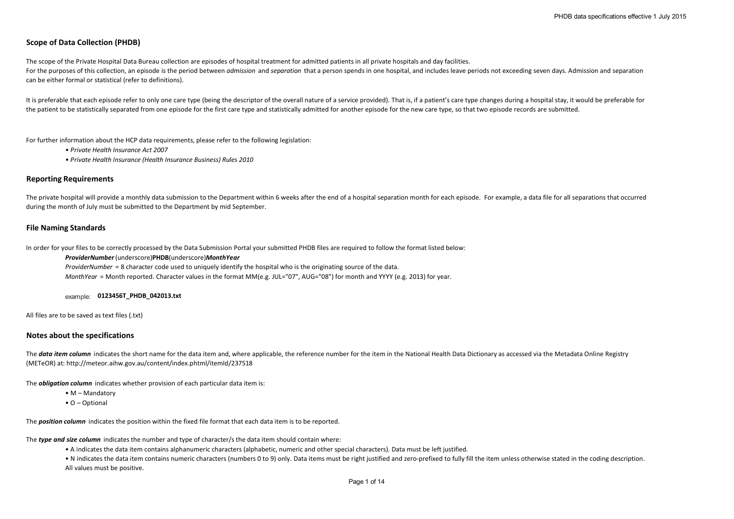## Scope of Data Collection (PHDB)

The scope of the Private Hospital Data Bureau collection are episodes of hospital treatment for admitted patients in all private hospitals and day facilities.
For the purposes of this collection, an episode is the period between *admission* and *separation* that a person spends in one hospital, and includes leave periods not exceeding seven days. Admission and separation can be either formal or statistical (refer to definitions).

It is preferable that each episode refer to only one care type (being the descriptor of the overall nature of a service provided). That is, if a patient's care type changes during a hospital stay, it would be preferable for the patient to be statistically separated from one episode for the first care type and statistically admitted for another episode for the new care type, so that two episode records are submitted.

For further information about the HCP data requirements, please refer to the following legislation:

- *Private Health Insurance Act 2007*
- *Private Health Insurance (Health Insurance Business) Rules 2010*

## Reporting Requirements

The private hospital will provide a monthly data submission to the Department within 6 weeks after the end of a hospital separation month for each episode. For example, a data file for all separations that occurred during the month of July must be submitted to the Department by mid September.

## File Naming Standards

In order for your files to be correctly processed by the Data Submission Portal your submitted PHDB files are required to follow the format listed below:

***ProviderNumber*** (underscore)**PHDB**(underscore)***MonthYear***
*ProviderNumber* = 8 character code used to uniquely identify the hospital who is the originating source of the data.
*MonthYear* = Month reported. Character values in the format MM(e.g. JUL="07", AUG="08") for month and YYYY (e.g. 2013) for year.

example: **0123456T_PHDB_042013.txt**

All files are to be saved as text files (.txt)

## Notes about the specifications

The ***data item column*** indicates the short name for the data item and, where applicable, the reference number for the item in the National Health Data Dictionary as accessed via the Metadata Online Registry (METeOR) at: http://meteor.aihw.gov.au/content/index.phtml/itemId/237518

The ***obligation column*** indicates whether provision of each particular data item is:

- M – Mandatory
- O – Optional

The ***position column*** indicates the position within the fixed file format that each data item is to be reported.

The ***type and size column*** indicates the number and type of character/s the data item should contain where:

- A indicates the data item contains alphanumeric characters (alphabetic, numeric and other special characters). Data must be left justified.
- N indicates the data item contains numeric characters (numbers 0 to 9) only. Data items must be right justified and zero-prefixed to fully fill the item unless otherwise stated in the coding description. All values must be positive.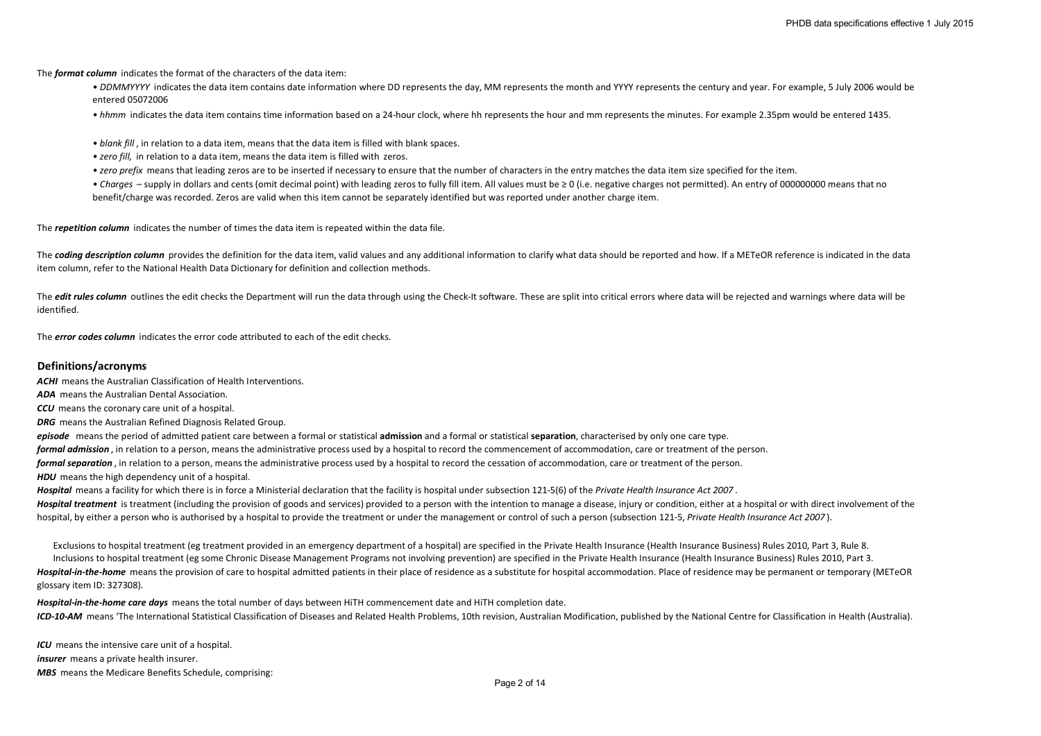The ***format column*** indicates the format of the characters of the data item:

- *DDMMYYYY* indicates the data item contains date information where DD represents the day, MM represents the month and YYYY represents the century and year. For example, 5 July 2006 would be entered 05072006
- *hhmm* indicates the data item contains time information based on a 24-hour clock, where hh represents the hour and mm represents the minutes. For example 2.35pm would be entered 1435.
- *blank fill* , in relation to a data item, means that the data item is filled with blank spaces.
- *zero fill,* in relation to a data item, means the data item is filled with zeros.
- *zero prefix* means that leading zeros are to be inserted if necessary to ensure that the number of characters in the entry matches the data item size specified for the item.
- *Charges* – supply in dollars and cents (omit decimal point) with leading zeros to fully fill item. All values must be ≥ 0 (i.e. negative charges not permitted). An entry of 000000000 means that no benefit/charge was recorded. Zeros are valid when this item cannot be separately identified but was reported under another charge item.

The ***repetition column*** indicates the number of times the data item is repeated within the data file.

The ***coding description column*** provides the definition for the data item, valid values and any additional information to clarify what data should be reported and how. If a METeOR reference is indicated in the data item column, refer to the National Health Data Dictionary for definition and collection methods.

The ***edit rules column*** outlines the edit checks the Department will run the data through using the Check-It software. These are split into critical errors where data will be rejected and warnings where data will be identified.

The ***error codes column*** indicates the error code attributed to each of the edit checks.

## Definitions/acronyms

***ACHI*** means the Australian Classification of Health Interventions.

***ADA*** means the Australian Dental Association.

***CCU*** means the coronary care unit of a hospital.

***DRG*** means the Australian Refined Diagnosis Related Group.

***episode*** means the period of admitted patient care between a formal or statistical **admission** and a formal or statistical **separation**, characterised by only one care type.

***formal admission*** , in relation to a person, means the administrative process used by a hospital to record the commencement of accommodation, care or treatment of the person.

***formal separation*** , in relation to a person, means the administrative process used by a hospital to record the cessation of accommodation, care or treatment of the person.

***HDU*** means the high dependency unit of a hospital.

***Hospital*** means a facility for which there is in force a Ministerial declaration that the facility is hospital under subsection 121-5(6) of the *Private Health Insurance Act 2007* .

***Hospital treatment*** is treatment (including the provision of goods and services) provided to a person with the intention to manage a disease, injury or condition, either at a hospital or with direct involvement of the hospital, by either a person who is authorised by a hospital to provide the treatment or under the management or control of such a person (subsection 121-5, *Private Health Insurance Act 2007* ).

Exclusions to hospital treatment (eg treatment provided in an emergency department of a hospital) are specified in the Private Health Insurance (Health Insurance Business) Rules 2010, Part 3, Rule 8.
Inclusions to hospital treatment (eg some Chronic Disease Management Programs not involving prevention) are specified in the Private Health Insurance (Health Insurance Business) Rules 2010, Part 3.

***Hospital-in-the-home*** means the provision of care to hospital admitted patients in their place of residence as a substitute for hospital accommodation. Place of residence may be permanent or temporary (METeOR glossary item ID: 327308).

***Hospital-in-the-home care days*** means the total number of days between HiTH commencement date and HiTH completion date.

***ICD-10-AM*** means 'The International Statistical Classification of Diseases and Related Health Problems, 10th revision, Australian Modification, published by the National Centre for Classification in Health (Australia).

***ICU*** means the intensive care unit of a hospital.

***insurer*** means a private health insurer.

***MBS*** means the Medicare Benefits Schedule, comprising: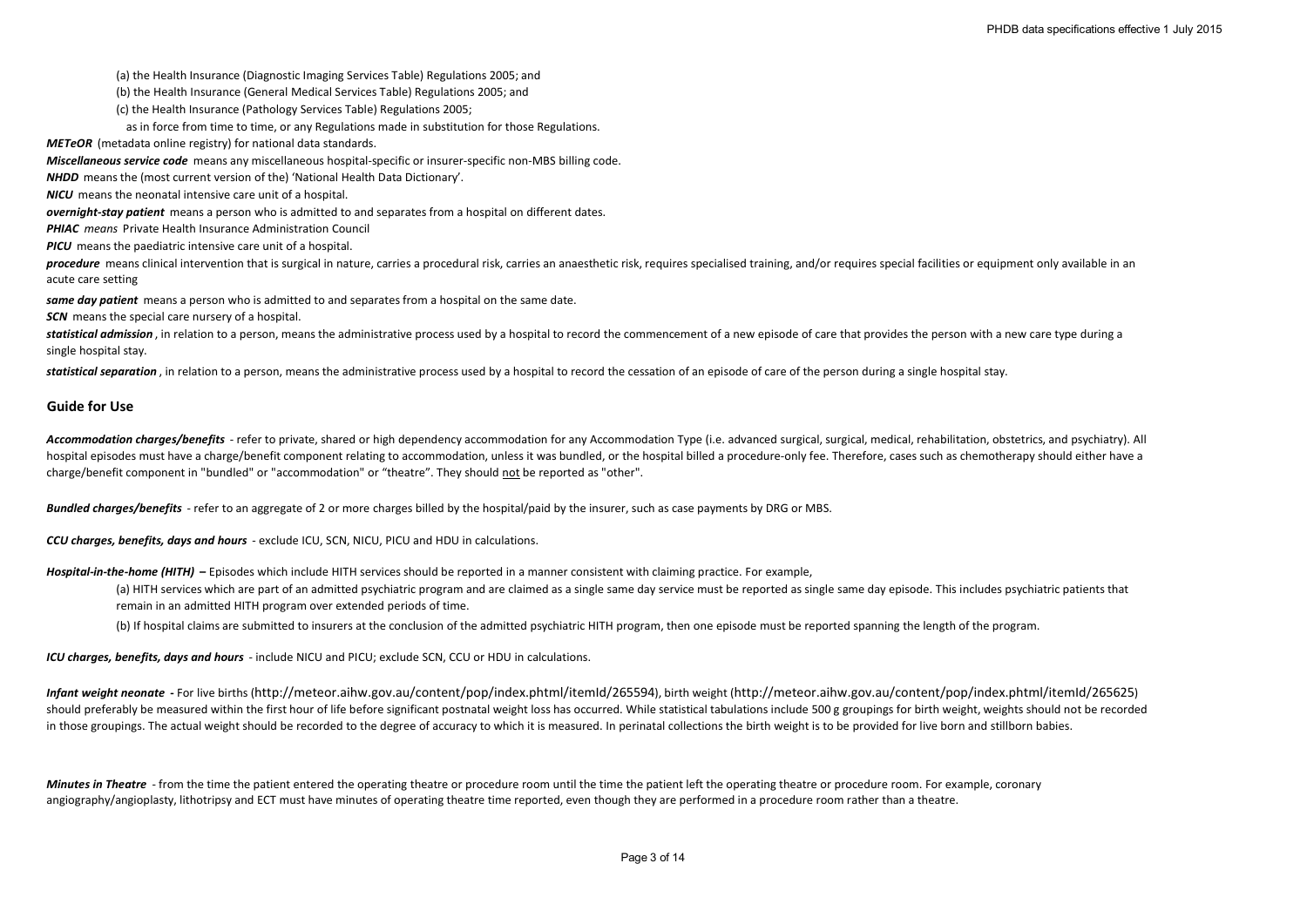(a) the Health Insurance (Diagnostic Imaging Services Table) Regulations 2005; and

(b) the Health Insurance (General Medical Services Table) Regulations 2005; and

(c) the Health Insurance (Pathology Services Table) Regulations 2005;

as in force from time to time, or any Regulations made in substitution for those Regulations.

***METeOR*** (metadata online registry) for national data standards.

***Miscellaneous service code*** means any miscellaneous hospital-specific or insurer-specific non-MBS billing code.

***NHDD*** means the (most current version of the) 'National Health Data Dictionary'.

***NICU*** means the neonatal intensive care unit of a hospital.

***overnight-stay patient*** means a person who is admitted to and separates from a hospital on different dates.

***PHIAC*** *means* Private Health Insurance Administration Council

***PICU*** means the paediatric intensive care unit of a hospital.

***procedure*** means clinical intervention that is surgical in nature, carries a procedural risk, carries an anaesthetic risk, requires specialised training, and/or requires special facilities or equipment only available in an acute care setting

***same day patient*** means a person who is admitted to and separates from a hospital on the same date.

***SCN*** means the special care nursery of a hospital.

***statistical admission*** , in relation to a person, means the administrative process used by a hospital to record the commencement of a new episode of care that provides the person with a new care type during a single hospital stay.

***statistical separation*** , in relation to a person, means the administrative process used by a hospital to record the cessation of an episode of care of the person during a single hospital stay.

## Guide for Use

***Accommodation charges/benefits*** - refer to private, shared or high dependency accommodation for any Accommodation Type (i.e. advanced surgical, surgical, medical, rehabilitation, obstetrics, and psychiatry). All hospital episodes must have a charge/benefit component relating to accommodation, unless it was bundled, or the hospital billed a procedure-only fee. Therefore, cases such as chemotherapy should either have a charge/benefit component in "bundled" or "accommodation" or "theatre". They should <u>not</u> be reported as "other".

***Bundled charges/benefits*** - refer to an aggregate of 2 or more charges billed by the hospital/paid by the insurer, such as case payments by DRG or MBS.

***CCU charges, benefits, days and hours*** - exclude ICU, SCN, NICU, PICU and HDU in calculations.

***Hospital-in-the-home (HITH)*** **–** Episodes which include HITH services should be reported in a manner consistent with claiming practice. For example,

(a) HITH services which are part of an admitted psychiatric program and are claimed as a single same day service must be reported as single same day episode. This includes psychiatric patients that remain in an admitted HITH program over extended periods of time.

(b) If hospital claims are submitted to insurers at the conclusion of the admitted psychiatric HITH program, then one episode must be reported spanning the length of the program.

***ICU charges, benefits, days and hours*** - include NICU and PICU; exclude SCN, CCU or HDU in calculations.

***Infant weight neonate*** **-** For live births (http://meteor.aihw.gov.au/content/pop/index.phtml/itemId/265594), birth weight (http://meteor.aihw.gov.au/content/pop/index.phtml/itemId/265625) should preferably be measured within the first hour of life before significant postnatal weight loss has occurred. While statistical tabulations include 500 g groupings for birth weight, weights should not be recorded in those groupings. The actual weight should be recorded to the degree of accuracy to which it is measured. In perinatal collections the birth weight is to be provided for live born and stillborn babies.

***Minutes in Theatre*** - from the time the patient entered the operating theatre or procedure room until the time the patient left the operating theatre or procedure room. For example, coronary angiography/angioplasty, lithotripsy and ECT must have minutes of operating theatre time reported, even though they are performed in a procedure room rather than a theatre.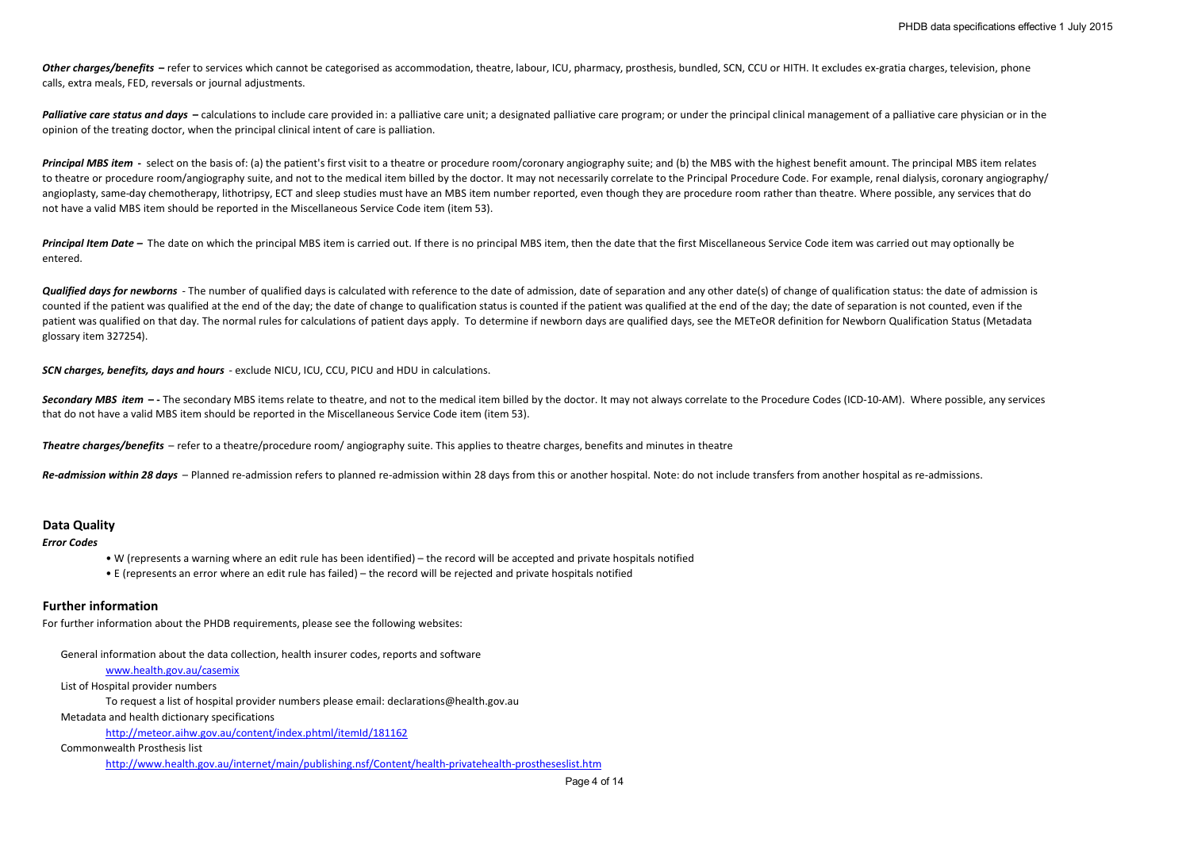***Other charges/benefits*** **–** refer to services which cannot be categorised as accommodation, theatre, labour, ICU, pharmacy, prosthesis, bundled, SCN, CCU or HITH. It excludes ex-gratia charges, television, phone calls, extra meals, FED, reversals or journal adjustments.

***Palliative care status and days*** **–** calculations to include care provided in: a palliative care unit; a designated palliative care program; or under the principal clinical management of a palliative care physician or in the opinion of the treating doctor, when the principal clinical intent of care is palliation.

***Principal MBS item*** **-** select on the basis of: (a) the patient's first visit to a theatre or procedure room/coronary angiography suite; and (b) the MBS with the highest benefit amount. The principal MBS item relates to theatre or procedure room/angiography suite, and not to the medical item billed by the doctor. It may not necessarily correlate to the Principal Procedure Code. For example, renal dialysis, coronary angiography/ angioplasty, same-day chemotherapy, lithotripsy, ECT and sleep studies must have an MBS item number reported, even though they are procedure room rather than theatre. Where possible, any services that do not have a valid MBS item should be reported in the Miscellaneous Service Code item (item 53).

***Principal Item Date*** **–** The date on which the principal MBS item is carried out. If there is no principal MBS item, then the date that the first Miscellaneous Service Code item was carried out may optionally be entered.

***Qualified days for newborns*** - The number of qualified days is calculated with reference to the date of admission, date of separation and any other date(s) of change of qualification status: the date of admission is counted if the patient was qualified at the end of the day; the date of change to qualification status is counted if the patient was qualified at the end of the day; the date of separation is not counted, even if the patient was qualified on that day. The normal rules for calculations of patient days apply. To determine if newborn days are qualified days, see the METeOR definition for Newborn Qualification Status (Metadata glossary item 327254).

***SCN charges, benefits, days and hours*** - exclude NICU, ICU, CCU, PICU and HDU in calculations.

***Secondary MBS item*** **– -** The secondary MBS items relate to theatre, and not to the medical item billed by the doctor. It may not always correlate to the Procedure Codes (ICD-10-AM). Where possible, any services that do not have a valid MBS item should be reported in the Miscellaneous Service Code item (item 53).

***Theatre charges/benefits*** – refer to a theatre/procedure room/ angiography suite. This applies to theatre charges, benefits and minutes in theatre

***Re-admission within 28 days*** – Planned re-admission refers to planned re-admission within 28 days from this or another hospital. Note: do not include transfers from another hospital as re-admissions.

## Data Quality

*Error Codes*

- W (represents a warning where an edit rule has been identified) – the record will be accepted and private hospitals notified
- E (represents an error where an edit rule has failed) – the record will be rejected and private hospitals notified

## Further information

For further information about the PHDB requirements, please see the following websites:

General information about the data collection, health insurer codes, reports and software

www.health.gov.au/casemix

List of Hospital provider numbers

To request a list of hospital provider numbers please email: declarations@health.gov.au

Metadata and health dictionary specifications

http://meteor.aihw.gov.au/content/index.phtml/itemId/181162

Commonwealth Prosthesis list

http://www.health.gov.au/internet/main/publishing.nsf/Content/health-privatehealth-prostheseslist.htm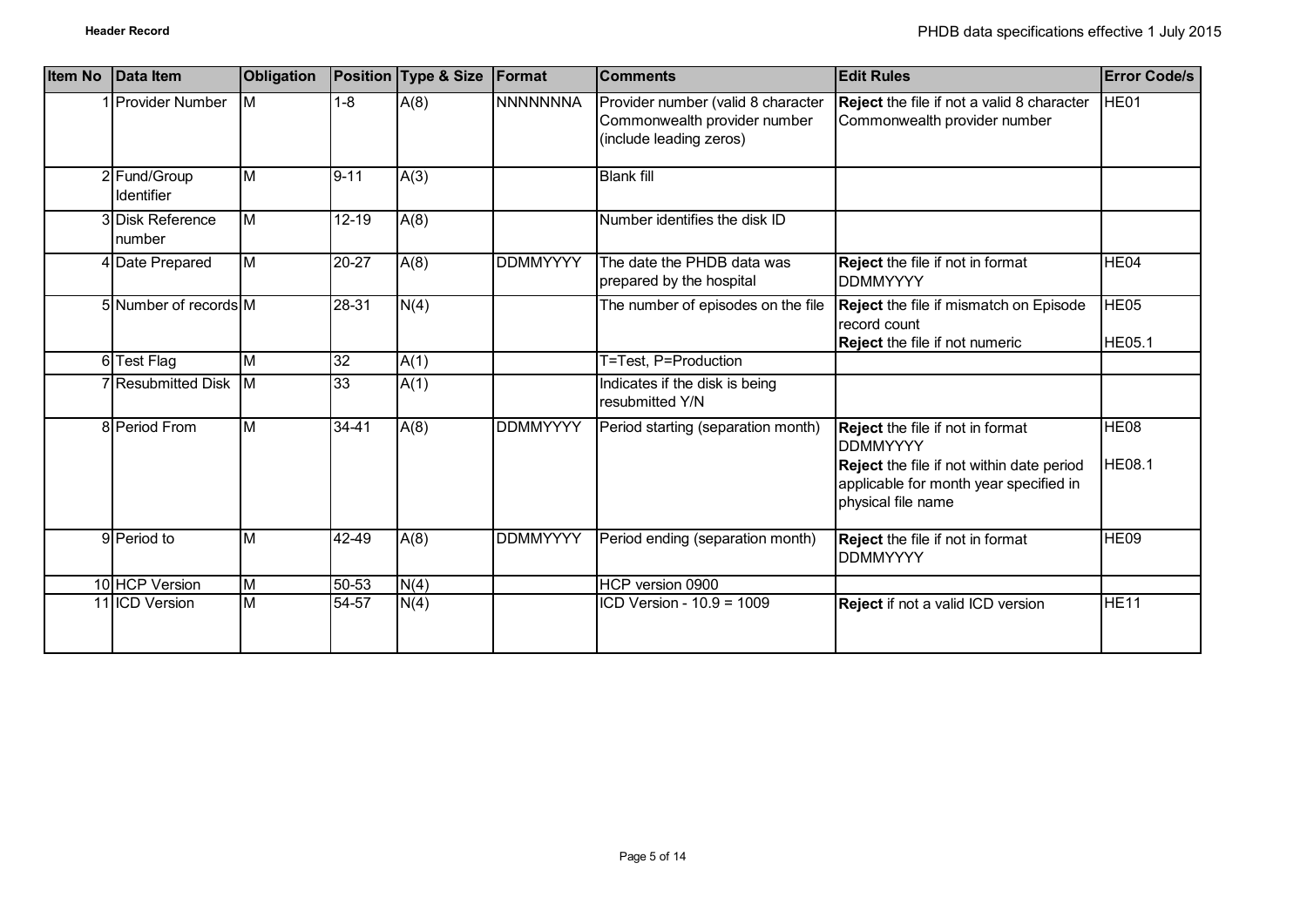| Item No | Data Item | Obligation | Position | Type & Size | Format | Comments | Edit Rules | Error Code/s |
|---|---|---|---|---|---|---|---|---|
| 1 | Provider Number | M | 1-8 | A(8) | NNNNNNNA | Provider number (valid 8 character Commonwealth provider number (include leading zeros) | **Reject** the file if not a valid 8 character Commonwealth provider number | HE01 |
| 2 | Fund/Group Identifier | M | 9-11 | A(3) | | Blank fill | | |
| 3 | Disk Reference number | M | 12-19 | A(8) | | Number identifies the disk ID | | |
| 4 | Date Prepared | M | 20-27 | A(8) | DDMMYYYY | The date the PHDB data was prepared by the hospital | **Reject** the file if not in format DDMMYYYY | HE04 |
| 5 | Number of records | M | 28-31 | N(4) | | The number of episodes on the file | **Reject** the file if mismatch on Episode record count<br>**Reject** the file if not numeric | HE05<br>HE05.1 |
| 6 | Test Flag | M | 32 | A(1) | | T=Test, P=Production | | |
| 7 | Resubmitted Disk | M | 33 | A(1) | | Indicates if the disk is being resubmitted Y/N | | |
| 8 | Period From | M | 34-41 | A(8) | DDMMYYYY | Period starting (separation month) | **Reject** the file if not in format DDMMYYYY<br>**Reject** the file if not within date period applicable for month year specified in physical file name | HE08<br>HE08.1 |
| 9 | Period to | M | 42-49 | A(8) | DDMMYYYY | Period ending (separation month) | **Reject** the file if not in format DDMMYYYY | HE09 |
| 10 | HCP Version | M | 50-53 | N(4) | | HCP version 0900 | | |
| 11 | ICD Version | M | 54-57 | N(4) | | ICD Version - 10.9 = 1009 | **Reject** if not a valid ICD version | HE11 |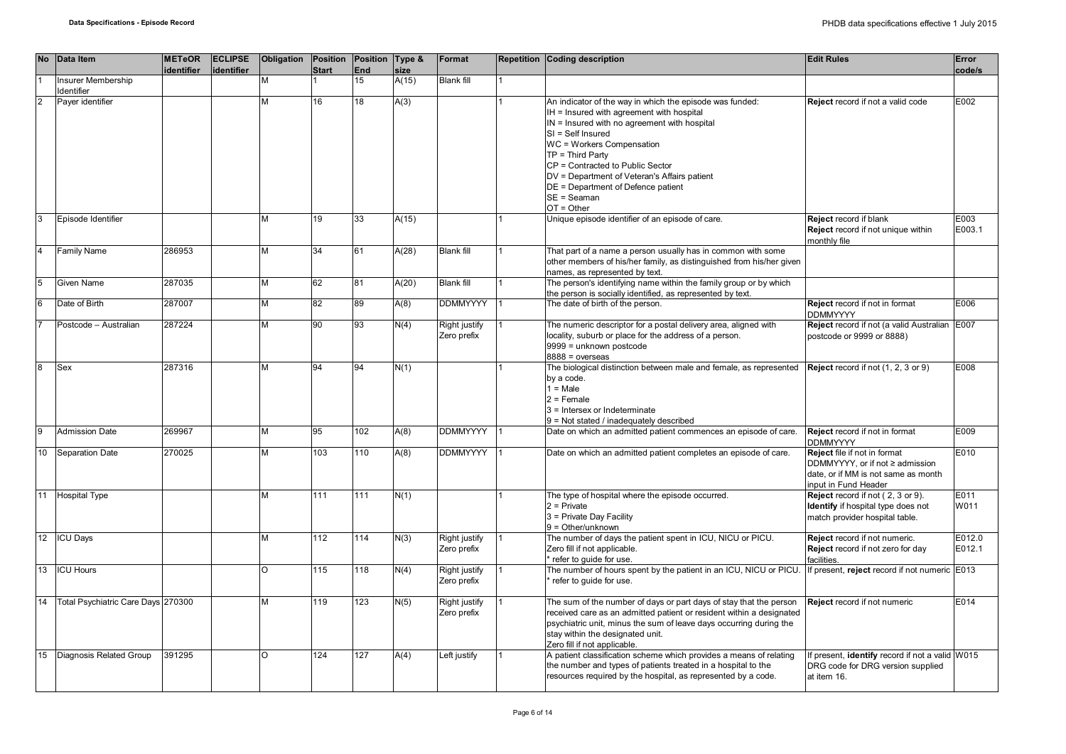| No | Data Item | METeOR identifier | ECLIPSE identifier | Obligation | Position Start | Position End | Type & size | Format | Repetition | Coding description | Edit Rules | Error code/s |
|---|---|---|---|---|---|---|---|---|---|---|---|---|
| 1 | Insurer Membership Identifier | | | M | 1 | 15 | A(15) | Blank fill | 1 | | | |
| 2 | Payer identifier | | | M | 16 | 18 | A(3) | | 1 | An indicator of the way in which the episode was funded:<br>IH = Insured with agreement with hospital<br>IN = Insured with no agreement with hospital<br>SI = Self Insured<br>WC = Workers Compensation<br>TP = Third Party<br>CP = Contracted to Public Sector<br>DV = Department of Veteran's Affairs patient<br>DE = Department of Defence patient<br>SE = Seaman<br>OT = Other | **Reject** record if not a valid code | E002 |
| 3 | Episode Identifier | | | M | 19 | 33 | A(15) | | 1 | Unique episode identifier of an episode of care. | **Reject** record if blank<br>**Reject** record if not unique within monthly file | E003<br>E003.1 |
| 4 | Family Name | 286953 | | M | 34 | 61 | A(28) | Blank fill | 1 | That part of a name a person usually has in common with some other members of his/her family, as distinguished from his/her given names, as represented by text. | | |
| 5 | Given Name | 287035 | | M | 62 | 81 | A(20) | Blank fill | 1 | The person's identifying name within the family group or by which the person is socially identified, as represented by text. | | |
| 6 | Date of Birth | 287007 | | M | 82 | 89 | A(8) | DDMMYYYY | 1 | The date of birth of the person. | **Reject** record if not in format DDMMYYYY | E006 |
| 7 | Postcode – Australian | 287224 | | M | 90 | 93 | N(4) | Right justify Zero prefix | 1 | The numeric descriptor for a postal delivery area, aligned with locality, suburb or place for the address of a person.<br>9999 = unknown postcode<br>8888 = overseas | **Reject** record if not (a valid Australian postcode or 9999 or 8888) | E007 |
| 8 | Sex | 287316 | | M | 94 | 94 | N(1) | | 1 | The biological distinction between male and female, as represented by a code.<br>1 = Male<br>2 = Female<br>3 = Intersex or Indeterminate<br>9 = Not stated / inadequately described | **Reject** record if not (1, 2, 3 or 9) | E008 |
| 9 | Admission Date | 269967 | | M | 95 | 102 | A(8) | DDMMYYYY | 1 | Date on which an admitted patient commences an episode of care. | **Reject** record if not in format DDMMYYYY | E009 |
| 10 | Separation Date | 270025 | | M | 103 | 110 | A(8) | DDMMYYYY | 1 | Date on which an admitted patient completes an episode of care. | **Reject** file if not in format DDMMYYYY, or if not ≥ admission date, or if MM is not same as month input in Fund Header | E010 |
| 11 | Hospital Type | | | M | 111 | 111 | N(1) | | 1 | The type of hospital where the episode occurred.<br>2 = Private<br>3 = Private Day Facility<br>9 = Other/unknown | **Reject** record if not ( 2, 3 or 9).<br>**Identify** if hospital type does not match provider hospital table. | E011<br>W011 |
| 12 | ICU Days | | | M | 112 | 114 | N(3) | Right justify Zero prefix | 1 | The number of days the patient spent in ICU, NICU or PICU.<br>Zero fill if not applicable.<br>* refer to guide for use. | **Reject** record if not numeric.<br>**Reject** record if not zero for day facilities. | E012.0<br>E012.1 |
| 13 | ICU Hours | | | O | 115 | 118 | N(4) | Right justify Zero prefix | 1 | The number of hours spent by the patient in an ICU, NICU or PICU.<br>* refer to guide for use. | If present, **reject** record if not numeric | E013 |
| 14 | Total Psychiatric Care Days | 270300 | | M | 119 | 123 | N(5) | Right justify Zero prefix | 1 | The sum of the number of days or part days of stay that the person received care as an admitted patient or resident within a designated psychiatric unit, minus the sum of leave days occurring during the stay within the designated unit.<br>Zero fill if not applicable. | **Reject** record if not numeric | E014 |
| 15 | Diagnosis Related Group | 391295 | | O | 124 | 127 | A(4) | Left justify | 1 | A patient classification scheme which provides a means of relating the number and types of patients treated in a hospital to the resources required by the hospital, as represented by a code. | If present, **identify** record if not a valid DRG code for DRG version supplied at item 16. | W015 |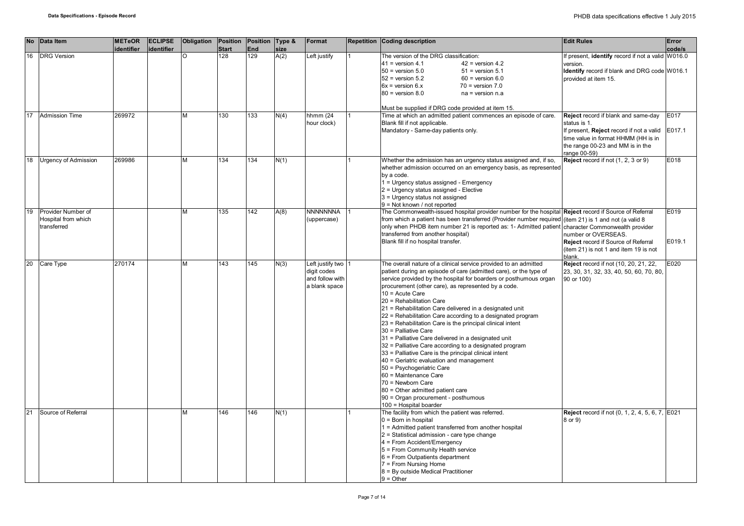| No | Data Item | METeOR identifier | ECLIPSE identifier | Obligation | Position Start | Position End | Type & size | Format | Repetition | Coding description | Edit Rules | Error code/s |
|---|---|---|---|---|---|---|---|---|---|---|---|---|
| 16 | DRG Version | | | O | 128 | 129 | A(2) | Left justify | 1 | The version of the DRG classification:<br>41 = version 4.1 42 = version 4.2<br>50 = version 5.0 51 = version 5.1<br>52 = version 5.2 60 = version 6.0<br>6x = version 6.x 70 = version 7.0<br>80 = version 8.0 na = version n.a<br><br>Must be supplied if DRG code provided at item 15. | If present, **identify** record if not a valid version.<br>**Identify** record if blank and DRG code provided at item 15. | W016.0<br><br>W016.1 |
| 17 | Admission Time | 269972 | | M | 130 | 133 | N(4) | hhmm (24 hour clock) | 1 | Time at which an admitted patient commences an episode of care.<br>Blank fill if not applicable.<br>Mandatory - Same-day patients only. | **Reject** record if blank and same-day status is 1.<br>If present, **Reject** record if not a valid time value in format HHMM (HH is in the range 00-23 and MM is in the range 00-59) | E017<br><br>E017.1 |
| 18 | Urgency of Admission | 269986 | | M | 134 | 134 | N(1) | | 1 | Whether the admission has an urgency status assigned and, if so, whether admission occurred on an emergency basis, as represented by a code.<br>1 = Urgency status assigned - Emergency<br>2 = Urgency status assigned - Elective<br>3 = Urgency status not assigned<br>9 = Not known / not reported | **Reject** record if not (1, 2, 3 or 9) | E018 |
| 19 | Provider Number of Hospital from which transferred | | | M | 135 | 142 | A(8) | NNNNNNNA (uppercase) | 1 | The Commonwealth-issued hospital provider number for the hospital from which a patient has been transferred (Provider number required only when PHDB item number 21 is reported as: 1- Admitted patient transferred from another hospital)<br>Blank fill if no hospital transfer. | **Reject** record if Source of Referral (item 21) is 1 and not (a valid 8 character Commonwealth provider number or OVERSEAS.<br>**Reject** record if Source of Referral (item 21) is not 1 and item 19 is not blank. | E019<br><br>E019.1 |
| 20 | Care Type | 270174 | | M | 143 | 145 | N(3) | Left justify two digit codes and follow with a blank space | 1 | The overall nature of a clinical service provided to an admitted patient during an episode of care (admitted care), or the type of service provided by the hospital for boarders or posthumous organ procurement (other care), as represented by a code.<br>10 = Acute Care<br>20 = Rehabilitation Care<br>21 = Rehabilitation Care delivered in a designated unit<br>22 = Rehabilitation Care according to a designated program<br>23 = Rehabilitation Care is the principal clinical intent<br>30 = Palliative Care<br>31 = Palliative Care delivered in a designated unit<br>32 = Palliative Care according to a designated program<br>33 = Palliative Care is the principal clinical intent<br>40 = Geriatric evaluation and management<br>50 = Psychogeriatric Care<br>60 = Maintenance Care<br>70 = Newborn Care<br>80 = Other admitted patient care<br>90 = Organ procurement - posthumous<br>100 = Hospital boarder | **Reject** record if not (10, 20, 21, 22, 23, 30, 31, 32, 33, 40, 50, 60, 70, 80, 90 or 100) | E020 |
| 21 | Source of Referral | | | M | 146 | 146 | N(1) | | 1 | The facility from which the patient was referred.<br>0 = Born in hospital<br>1 = Admitted patient transferred from another hospital<br>2 = Statistical admission - care type change<br>4 = From Accident/Emergency<br>5 = From Community Health service<br>6 = From Outpatients department<br>7 = From Nursing Home<br>8 = By outside Medical Practitioner<br>9 = Other | **Reject** record if not (0, 1, 2, 4, 5, 6, 7, 8 or 9) | E021 |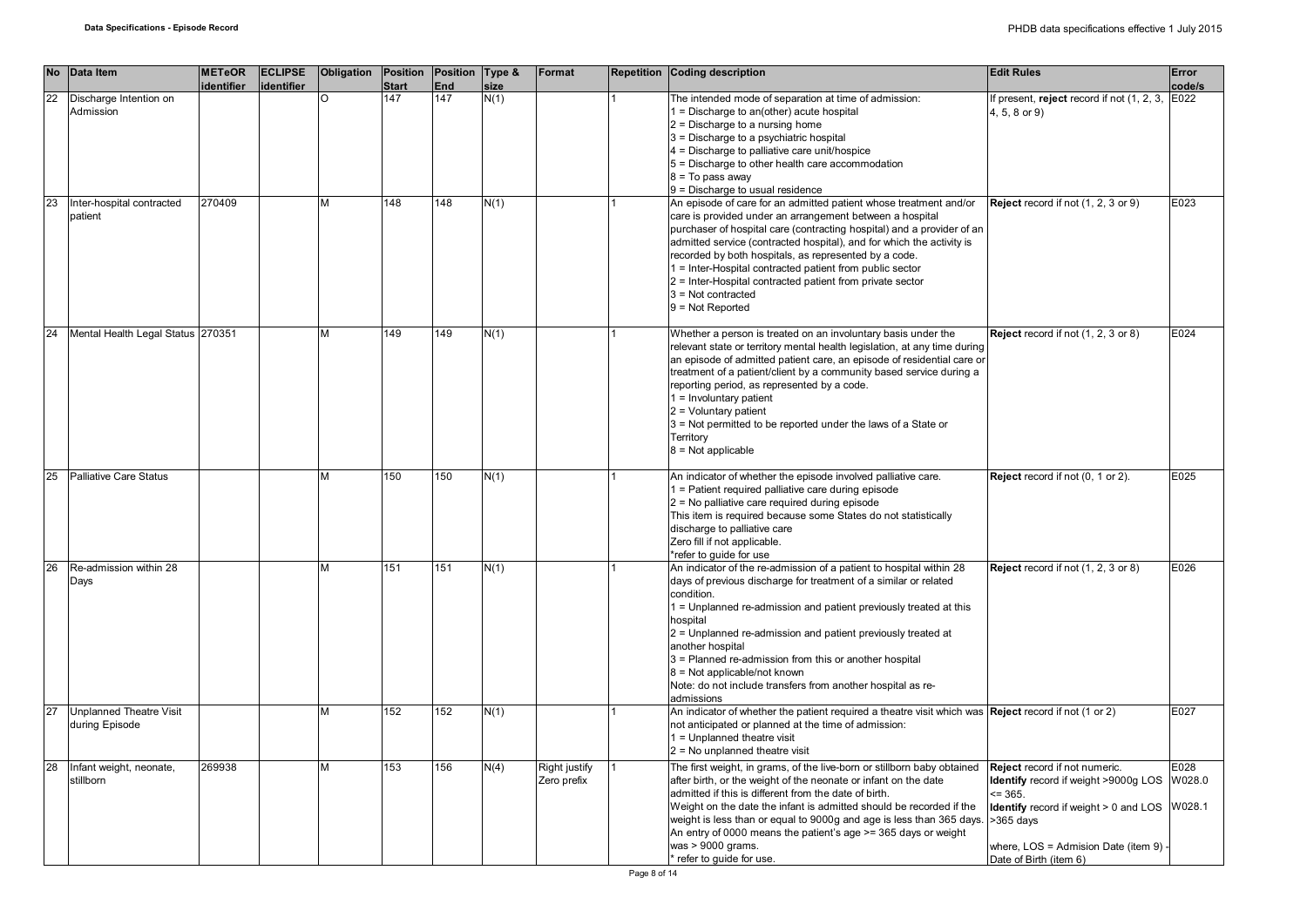| No | Data Item | METeOR identifier | ECLIPSE identifier | Obligation | Position Start | Position End | Type & size | Format | Repetition | Coding description | Edit Rules | Error code/s |
|---|---|---|---|---|---|---|---|---|---|---|---|---|
| 22 | Discharge Intention on Admission | | | O | 147 | 147 | N(1) | | 1 | The intended mode of separation at time of admission:<br>1 = Discharge to an(other) acute hospital<br>2 = Discharge to a nursing home<br>3 = Discharge to a psychiatric hospital<br>4 = Discharge to palliative care unit/hospice<br>5 = Discharge to other health care accommodation<br>8 = To pass away<br>9 = Discharge to usual residence | If present, **reject** record if not (1, 2, 3, 4, 5, 8 or 9) | E022 |
| 23 | Inter-hospital contracted patient | 270409 | | M | 148 | 148 | N(1) | | 1 | An episode of care for an admitted patient whose treatment and/or care is provided under an arrangement between a hospital purchaser of hospital care (contracting hospital) and a provider of an admitted service (contracted hospital), and for which the activity is recorded by both hospitals, as represented by a code.<br>1 = Inter-Hospital contracted patient from public sector<br>2 = Inter-Hospital contracted patient from private sector<br>3 = Not contracted<br>9 = Not Reported | **Reject** record if not (1, 2, 3 or 9) | E023 |
| 24 | Mental Health Legal Status | 270351 | | M | 149 | 149 | N(1) | | 1 | Whether a person is treated on an involuntary basis under the relevant state or territory mental health legislation, at any time during an episode of admitted patient care, an episode of residential care or treatment of a patient/client by a community based service during a reporting period, as represented by a code.<br>1 = Involuntary patient<br>2 = Voluntary patient<br>3 = Not permitted to be reported under the laws of a State or Territory<br>8 = Not applicable | **Reject** record if not (1, 2, 3 or 8) | E024 |
| 25 | Palliative Care Status | | | M | 150 | 150 | N(1) | | 1 | An indicator of whether the episode involved palliative care.<br>1 = Patient required palliative care during episode<br>2 = No palliative care required during episode<br>This item is required because some States do not statistically discharge to palliative care<br>Zero fill if not applicable.<br>*refer to guide for use | **Reject** record if not (0, 1 or 2). | E025 |
| 26 | Re-admission within 28 Days | | | M | 151 | 151 | N(1) | | 1 | An indicator of the re-admission of a patient to hospital within 28 days of previous discharge for treatment of a similar or related condition.<br>1 = Unplanned re-admission and patient previously treated at this hospital<br>2 = Unplanned re-admission and patient previously treated at another hospital<br>3 = Planned re-admission from this or another hospital<br>8 = Not applicable/not known<br>Note: do not include transfers from another hospital as re-admissions | **Reject** record if not (1, 2, 3 or 8) | E026 |
| 27 | Unplanned Theatre Visit during Episode | | | M | 152 | 152 | N(1) | | 1 | An indicator of whether the patient required a theatre visit which was not anticipated or planned at the time of admission:<br>1 = Unplanned theatre visit<br>2 = No unplanned theatre visit | **Reject** record if not (1 or 2) | E027 |
| 28 | Infant weight, neonate, stillborn | 269938 | | M | 153 | 156 | N(4) | Right justify Zero prefix | 1 | The first weight, in grams, of the live-born or stillborn baby obtained after birth, or the weight of the neonate or infant on the date admitted if this is different from the date of birth.<br>Weight on the date the infant is admitted should be recorded if the weight is less than or equal to 9000g and age is less than 365 days.<br>An entry of 0000 means the patient's age >= 365 days or weight was > 9000 grams.<br>* refer to guide for use. | **Reject** record if not numeric.<br>**Identify** record if weight >9000g LOS <= 365.<br>**Identify** record if weight > 0 and LOS >365 days<br><br>where, LOS = Admision Date (item 9) - Date of Birth (item 6) | E028<br>W028.0<br>W028.1 |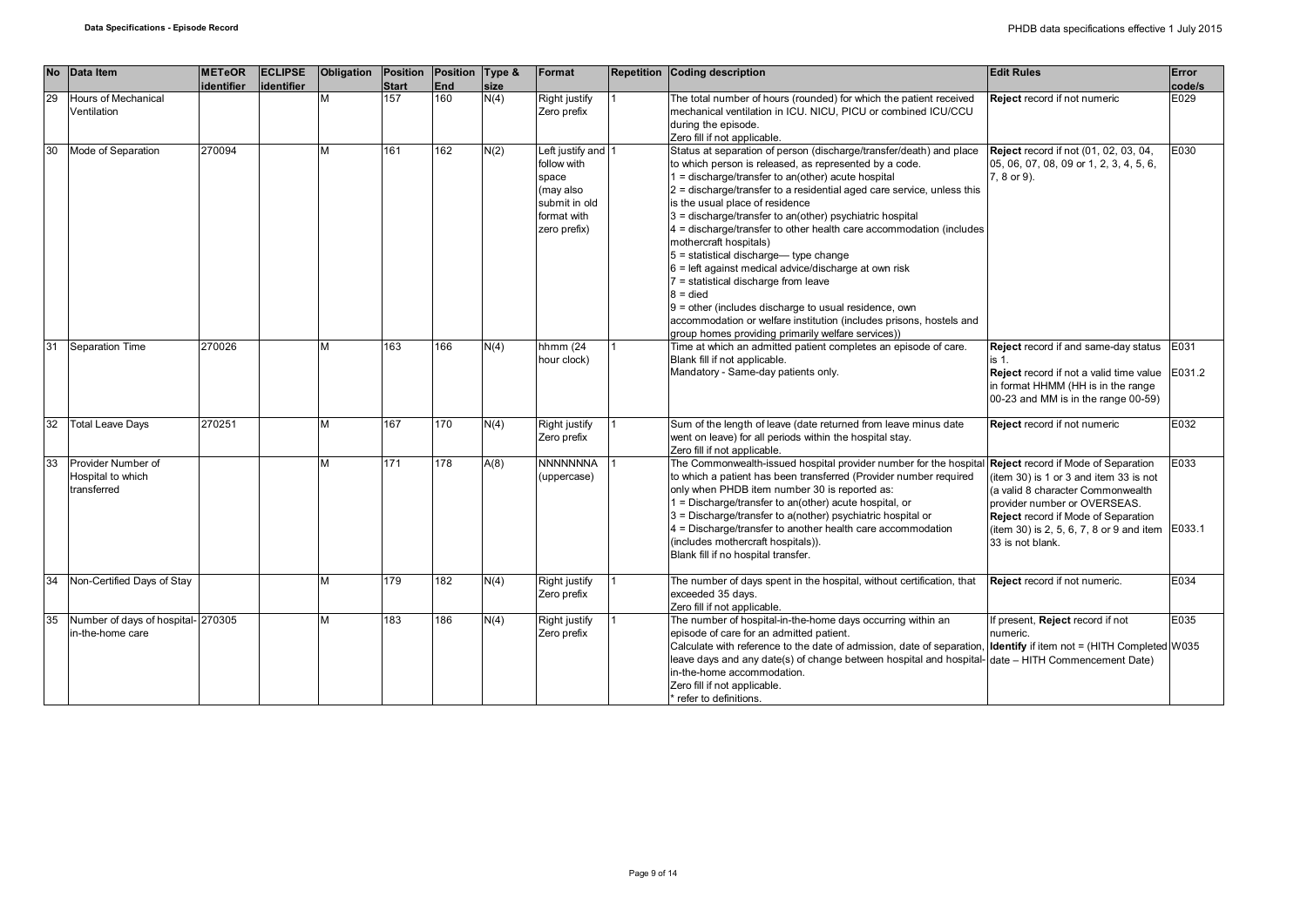| No | Data Item | METeOR identifier | ECLIPSE identifier | Obligation | Position Start | Position End | Type & size | Format | Repetition | Coding description | Edit Rules | Error code/s |
|---|---|---|---|---|---|---|---|---|---|---|---|---|
| 29 | Hours of Mechanical Ventilation | | | M | 157 | 160 | N(4) | Right justify Zero prefix | 1 | The total number of hours (rounded) for which the patient received mechanical ventilation in ICU. NICU, PICU or combined ICU/CCU during the episode.<br>Zero fill if not applicable. | **Reject** record if not numeric | E029 |
| 30 | Mode of Separation | 270094 | | M | 161 | 162 | N(2) | Left justify and follow with space (may also submit in old format with zero prefix) | 1 | Status at separation of person (discharge/transfer/death) and place to which person is released, as represented by a code.<br>1 = discharge/transfer to an(other) acute hospital<br>2 = discharge/transfer to a residential aged care service, unless this is the usual place of residence<br>3 = discharge/transfer to an(other) psychiatric hospital<br>4 = discharge/transfer to other health care accommodation (includes mothercraft hospitals)<br>5 = statistical discharge— type change<br>6 = left against medical advice/discharge at own risk<br>7 = statistical discharge from leave<br>8 = died<br>9 = other (includes discharge to usual residence, own accommodation or welfare institution (includes prisons, hostels and group homes providing primarily welfare services)) | **Reject** record if not (01, 02, 03, 04, 05, 06, 07, 08, 09 or 1, 2, 3, 4, 5, 6, 7, 8 or 9). | E030 |
| 31 | Separation Time | 270026 | | M | 163 | 166 | N(4) | hhmm (24 hour clock) | 1 | Time at which an admitted patient completes an episode of care.<br>Blank fill if not applicable.<br>Mandatory - Same-day patients only. | **Reject** record if and same-day status is 1.<br>**Reject** record if not a valid time value in format HHMM (HH is in the range 00-23 and MM is in the range 00-59) | E031<br>E031.2 |
| 32 | Total Leave Days | 270251 | | M | 167 | 170 | N(4) | Right justify Zero prefix | 1 | Sum of the length of leave (date returned from leave minus date went on leave) for all periods within the hospital stay.<br>Zero fill if not applicable. | **Reject** record if not numeric | E032 |
| 33 | Provider Number of Hospital to which transferred | | | M | 171 | 178 | A(8) | NNNNNNNA (uppercase) | 1 | The Commonwealth-issued hospital provider number for the hospital to which a patient has been transferred (Provider number required only when PHDB item number 30 is reported as:<br>1 = Discharge/transfer to an(other) acute hospital, or<br>3 = Discharge/transfer to a(nother) psychiatric hospital or<br>4 = Discharge/transfer to another health care accommodation (includes mothercraft hospitals)).<br>Blank fill if no hospital transfer. | **Reject** record if Mode of Separation (item 30) is 1 or 3 and item 33 is not (a valid 8 character Commonwealth provider number or OVERSEAS.<br>**Reject** record if Mode of Separation (item 30) is 2, 5, 6, 7, 8 or 9 and item 33 is not blank. | E033<br>E033.1 |
| 34 | Non-Certified Days of Stay | | | M | 179 | 182 | N(4) | Right justify Zero prefix | 1 | The number of days spent in the hospital, without certification, that exceeded 35 days.<br>Zero fill if not applicable. | **Reject** record if not numeric. | E034 |
| 35 | Number of days of hospital-in-the-home care | 270305 | | M | 183 | 186 | N(4) | Right justify Zero prefix | 1 | The number of hospital-in-the-home days occurring within an episode of care for an admitted patient.<br>Calculate with reference to the date of admission, date of separation, leave days and any date(s) of change between hospital and hospital-in-the-home accommodation.<br>Zero fill if not applicable.<br>* refer to definitions. | If present, **Reject** record if not numeric.<br>**Identify** if item not = (HITH Completed date – HITH Commencement Date) | E035<br>W035 |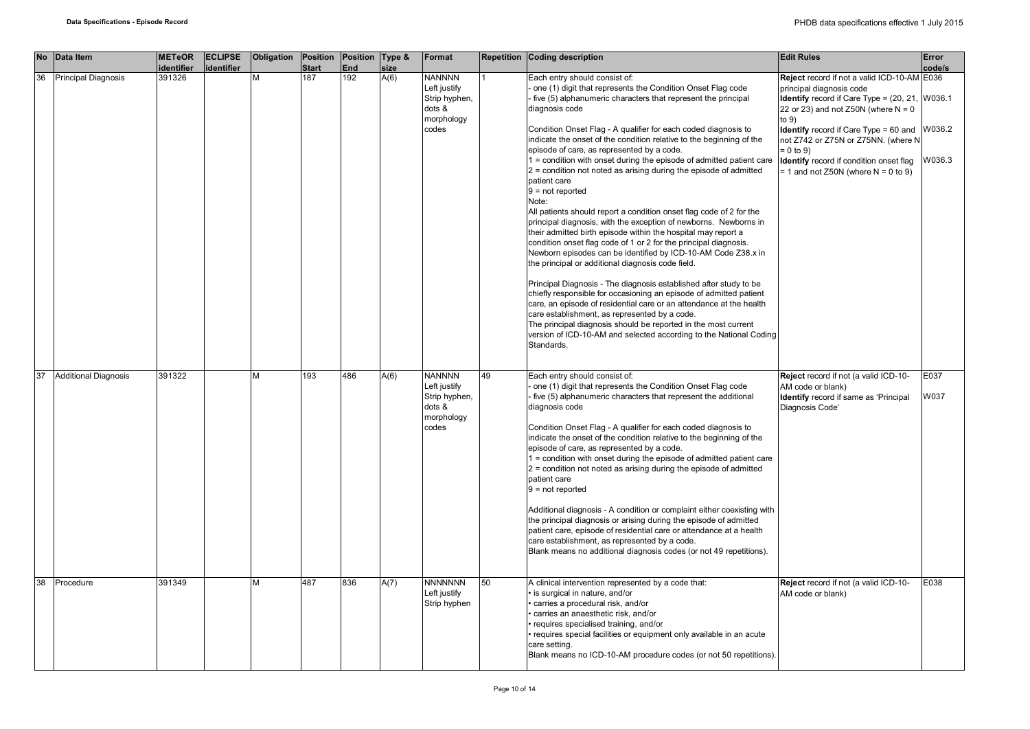| No | Data Item | METeOR identifier | ECLIPSE identifier | Obligation | Position Start | Position End | Type & size | Format | Repetition | Coding description | Edit Rules | Error code/s |
|---|---|---|---|---|---|---|---|---|---|---|---|---|
| 36 | Principal Diagnosis | 391326 | | M | 187 | 192 | A(6) | NANNNN<br>Left justify<br>Strip hyphen, dots & morphology codes | 1 | Each entry should consist of:<br>- one (1) digit that represents the Condition Onset Flag code<br>- five (5) alphanumeric characters that represent the principal diagnosis code<br><br>Condition Onset Flag - A qualifier for each coded diagnosis to indicate the onset of the condition relative to the beginning of the episode of care, as represented by a code.<br>1 = condition with onset during the episode of admitted patient care<br>2 = condition not noted as arising during the episode of admitted patient care<br>9 = not reported<br>Note:<br>All patients should report a condition onset flag code of 2 for the principal diagnosis, with the exception of newborns. Newborns in their admitted birth episode within the hospital may report a condition onset flag code of 1 or 2 for the principal diagnosis. Newborn episodes can be identified by ICD-10-AM Code Z38.x in the principal or additional diagnosis code field.<br><br>Principal Diagnosis - The diagnosis established after study to be chiefly responsible for occasioning an episode of admitted patient care, an episode of residential care or an attendance at the health care establishment, as represented by a code.<br>The principal diagnosis should be reported in the most current version of ICD-10-AM and selected according to the National Coding Standards. | **Reject** record if not a valid ICD-10-AM principal diagnosis code<br>**Identify** record if Care Type = (20, 21, 22 or 23) and not Z50N (where N = 0 to 9)<br>**Identify** record if Care Type = 60 and not Z742 or Z75N or Z75NN. (where N = 0 to 9)<br>**Identify** record if condition onset flag = 1 and not Z50N (where N = 0 to 9) | E036<br>W036.1<br>W036.2<br>W036.3 |
| 37 | Additional Diagnosis | 391322 | | M | 193 | 486 | A(6) | NANNNN<br>Left justify<br>Strip hyphen, dots & morphology codes | 49 | Each entry should consist of:<br>- one (1) digit that represents the Condition Onset Flag code<br>- five (5) alphanumeric characters that represent the additional diagnosis code<br><br>Condition Onset Flag - A qualifier for each coded diagnosis to indicate the onset of the condition relative to the beginning of the episode of care, as represented by a code.<br>1 = condition with onset during the episode of admitted patient care<br>2 = condition not noted as arising during the episode of admitted patient care<br>9 = not reported<br><br>Additional diagnosis - A condition or complaint either coexisting with the principal diagnosis or arising during the episode of admitted patient care, episode of residential care or attendance at a health care establishment, as represented by a code.<br>Blank means no additional diagnosis codes (or not 49 repetitions). | **Reject** record if not (a valid ICD-10-AM code or blank)<br>**Identify** record if same as 'Principal Diagnosis Code' | E037<br>W037 |
| 38 | Procedure | 391349 | | M | 487 | 836 | A(7) | NNNNNNN<br>Left justify<br>Strip hyphen | 50 | A clinical intervention represented by a code that:<br>• is surgical in nature, and/or<br>• carries a procedural risk, and/or<br>• carries an anaesthetic risk, and/or<br>• requires specialised training, and/or<br>• requires special facilities or equipment only available in an acute care setting.<br>Blank means no ICD-10-AM procedure codes (or not 50 repetitions). | **Reject** record if not (a valid ICD-10-AM code or blank) | E038 |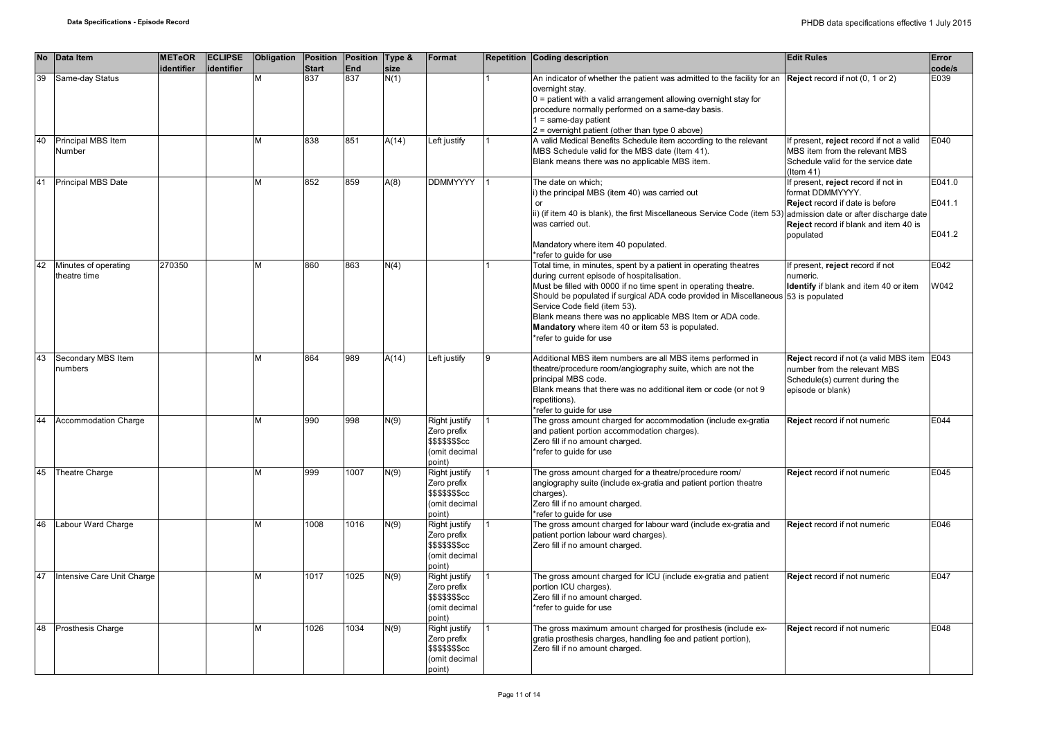| No | Data Item | METeOR identifier | ECLIPSE identifier | Obligation | Position Start | Position End | Type & size | Format | Repetition | Coding description | Edit Rules | Error code/s |
|---|---|---|---|---|---|---|---|---|---|---|---|---|
| 39 | Same-day Status | | | M | 837 | 837 | N(1) | | 1 | An indicator of whether the patient was admitted to the facility for an overnight stay.<br>0 = patient with a valid arrangement allowing overnight stay for procedure normally performed on a same-day basis.<br>1 = same-day patient<br>2 = overnight patient (other than type 0 above) | **Reject** record if not (0, 1 or 2) | E039 |
| 40 | Principal MBS Item Number | | | M | 838 | 851 | A(14) | Left justify | 1 | A valid Medical Benefits Schedule item according to the relevant MBS Schedule valid for the MBS date (Item 41).<br>Blank means there was no applicable MBS item. | If present, **reject** record if not a valid MBS item from the relevant MBS Schedule valid for the service date (Item 41) | E040 |
| 41 | Principal MBS Date | | | M | 852 | 859 | A(8) | DDMMYYYY | 1 | The date on which;<br>i) the principal MBS (item 40) was carried out<br>or<br>ii) (if item 40 is blank), the first Miscellaneous Service Code (item 53) was carried out.<br><br>Mandatory where item 40 populated.<br>*refer to guide for use | If present, **reject** record if not in format DDMMYYYY.<br>**Reject** record if date is before admission date or after discharge date<br>**Reject** record if blank and item 40 is populated | E041.0<br>E041.1<br>E041.2 |
| 42 | Minutes of operating theatre time | 270350 | | M | 860 | 863 | N(4) | | 1 | Total time, in minutes, spent by a patient in operating theatres during current episode of hospitalisation.<br>Must be filled with 0000 if no time spent in operating theatre.<br>Should be populated if surgical ADA code provided in Miscellaneous Service Code field (item 53).<br>Blank means there was no applicable MBS Item or ADA code.<br>**Mandatory** where item 40 or item 53 is populated.<br>*refer to guide for use | If present, **reject** record if not numeric.<br>**Identify** if blank and item 40 or item 53 is populated | E042<br>W042 |
| 43 | Secondary MBS Item numbers | | | M | 864 | 989 | A(14) | Left justify | 9 | Additional MBS item numbers are all MBS items performed in theatre/procedure room/angiography suite, which are not the principal MBS code.<br>Blank means that there was no additional item or code (or not 9 repetitions).<br>*refer to guide for use | **Reject** record if not (a valid MBS item number from the relevant MBS Schedule(s) current during the episode or blank) | E043 |
| 44 | Accommodation Charge | | | M | 990 | 998 | N(9) | Right justify<br>Zero prefix<br>$$$$$$$cc<br>(omit decimal point) | 1 | The gross amount charged for accommodation (include ex-gratia and patient portion accommodation charges).<br>Zero fill if no amount charged.<br>*refer to guide for use | **Reject** record if not numeric | E044 |
| 45 | Theatre Charge | | | M | 999 | 1007 | N(9) | Right justify<br>Zero prefix<br>$$$$$$$cc<br>(omit decimal point) | 1 | The gross amount charged for a theatre/procedure room/ angiography suite (include ex-gratia and patient portion theatre charges).<br>Zero fill if no amount charged.<br>*refer to guide for use | **Reject** record if not numeric | E045 |
| 46 | Labour Ward Charge | | | M | 1008 | 1016 | N(9) | Right justify<br>Zero prefix<br>$$$$$$$cc<br>(omit decimal point) | 1 | The gross amount charged for labour ward (include ex-gratia and patient portion labour ward charges).<br>Zero fill if no amount charged. | **Reject** record if not numeric | E046 |
| 47 | Intensive Care Unit Charge | | | M | 1017 | 1025 | N(9) | Right justify<br>Zero prefix<br>$$$$$$$cc<br>(omit decimal point) | 1 | The gross amount charged for ICU (include ex-gratia and patient portion ICU charges).<br>Zero fill if no amount charged.<br>*refer to guide for use | **Reject** record if not numeric | E047 |
| 48 | Prosthesis Charge | | | M | 1026 | 1034 | N(9) | Right justify<br>Zero prefix<br>$$$$$$$cc<br>(omit decimal point) | 1 | The gross maximum amount charged for prosthesis (include ex-gratia prosthesis charges, handling fee and patient portion),<br>Zero fill if no amount charged. | **Reject** record if not numeric | E048 |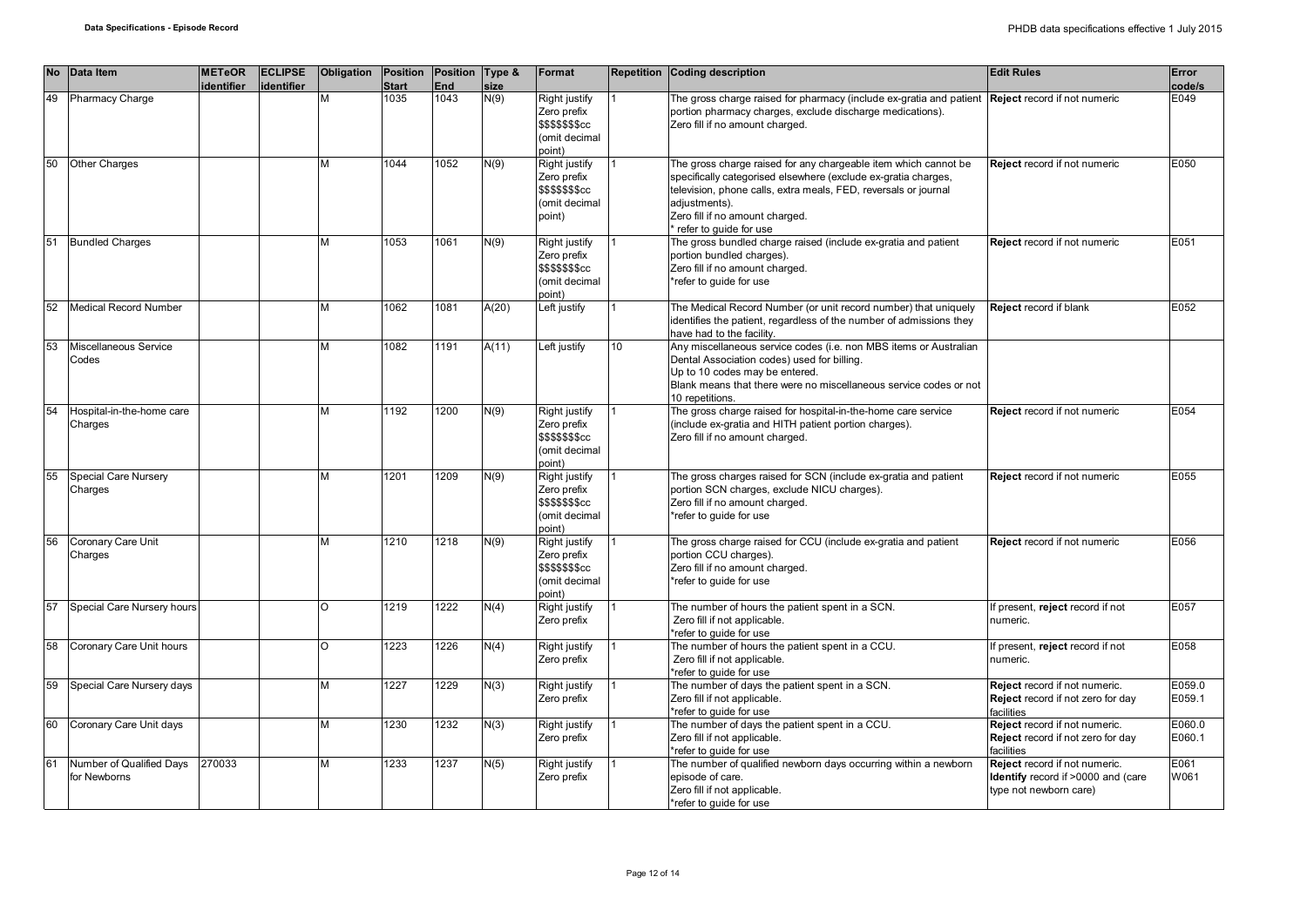| No | Data Item | METeOR identifier | ECLIPSE identifier | Obligation | Position Start | Position End | Type & size | Format | Repetition | Coding description | Edit Rules | Error code/s |
|---|---|---|---|---|---|---|---|---|---|---|---|---|
| 49 | Pharmacy Charge | | | M | 1035 | 1043 | N(9) | Right justify Zero prefix $$$$$$$cc (omit decimal point) | 1 | The gross charge raised for pharmacy (include ex-gratia and patient portion pharmacy charges, exclude discharge medications). Zero fill if no amount charged. | **Reject** record if not numeric | E049 |
| 50 | Other Charges | | | M | 1044 | 1052 | N(9) | Right justify Zero prefix $$$$$$$cc (omit decimal point) | 1 | The gross charge raised for any chargeable item which cannot be specifically categorised elsewhere (exclude ex-gratia charges, television, phone calls, extra meals, FED, reversals or journal adjustments). Zero fill if no amount charged. * refer to guide for use | **Reject** record if not numeric | E050 |
| 51 | Bundled Charges | | | M | 1053 | 1061 | N(9) | Right justify Zero prefix $$$$$$$cc (omit decimal point) | 1 | The gross bundled charge raised (include ex-gratia and patient portion bundled charges). Zero fill if no amount charged. *refer to guide for use | **Reject** record if not numeric | E051 |
| 52 | Medical Record Number | | | M | 1062 | 1081 | A(20) | Left justify | 1 | The Medical Record Number (or unit record number) that uniquely identifies the patient, regardless of the number of admissions they have had to the facility. | **Reject** record if blank | E052 |
| 53 | Miscellaneous Service Codes | | | M | 1082 | 1191 | A(11) | Left justify | 10 | Any miscellaneous service codes (i.e. non MBS items or Australian Dental Association codes) used for billing. Up to 10 codes may be entered. Blank means that there were no miscellaneous service codes or not 10 repetitions. | | |
| 54 | Hospital-in-the-home care Charges | | | M | 1192 | 1200 | N(9) | Right justify Zero prefix $$$$$$$cc (omit decimal point) | 1 | The gross charge raised for hospital-in-the-home care service (include ex-gratia and HITH patient portion charges). Zero fill if no amount charged. | **Reject** record if not numeric | E054 |
| 55 | Special Care Nursery Charges | | | M | 1201 | 1209 | N(9) | Right justify Zero prefix $$$$$$$cc (omit decimal point) | 1 | The gross charges raised for SCN (include ex-gratia and patient portion SCN charges, exclude NICU charges). Zero fill if no amount charged. *refer to guide for use | **Reject** record if not numeric | E055 |
| 56 | Coronary Care Unit Charges | | | M | 1210 | 1218 | N(9) | Right justify Zero prefix $$$$$$$cc (omit decimal point) | 1 | The gross charge raised for CCU (include ex-gratia and patient portion CCU charges). Zero fill if no amount charged. *refer to guide for use | **Reject** record if not numeric | E056 |
| 57 | Special Care Nursery hours | | | O | 1219 | 1222 | N(4) | Right justify Zero prefix | 1 | The number of hours the patient spent in a SCN. Zero fill if not applicable. *refer to guide for use | If present, **reject** record if not numeric. | E057 |
| 58 | Coronary Care Unit hours | | | O | 1223 | 1226 | N(4) | Right justify Zero prefix | 1 | The number of hours the patient spent in a CCU. Zero fill if not applicable. *refer to guide for use | If present, **reject** record if not numeric. | E058 |
| 59 | Special Care Nursery days | | | M | 1227 | 1229 | N(3) | Right justify Zero prefix | 1 | The number of days the patient spent in a SCN. Zero fill if not applicable. *refer to guide for use | **Reject** record if not numeric. **Reject** record if not zero for day facilities | E059.0 E059.1 |
| 60 | Coronary Care Unit days | | | M | 1230 | 1232 | N(3) | Right justify Zero prefix | 1 | The number of days the patient spent in a CCU. Zero fill if not applicable. *refer to guide for use | **Reject** record if not numeric. **Reject** record if not zero for day facilities | E060.0 E060.1 |
| 61 | Number of Qualified Days for Newborns | 270033 | | M | 1233 | 1237 | N(5) | Right justify Zero prefix | 1 | The number of qualified newborn days occurring within a newborn episode of care. Zero fill if not applicable. *refer to guide for use | **Reject** record if not numeric. **Identify** record if >0000 and (care type not newborn care) | E061 W061 |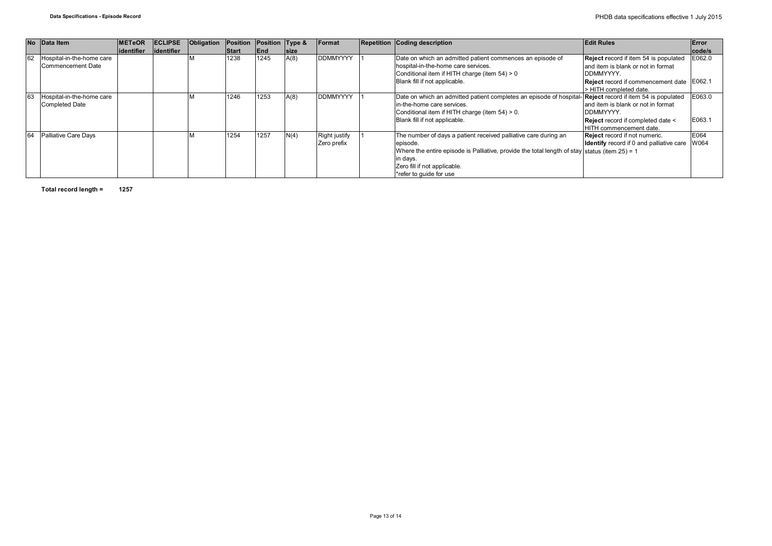| No | Data Item | METeOR identifier | ECLIPSE identifier | Obligation | Position Start | Position End | Type & size | Format | Repetition | Coding description | Edit Rules | Error code/s |
|---|---|---|---|---|---|---|---|---|---|---|---|---|
| 62 | Hospital-in-the-home care Commencement Date | | | M | 1238 | 1245 | A(8) | DDMMYYYY | 1 | Date on which an admitted patient commences an episode of hospital-in-the-home care services.<br>Conditional item if HITH charge (item 54) > 0<br>Blank fill if not applicable. | **Reject** record if item 54 is populated and item is blank or not in format DDMMYYYY.<br>**Reject** record if commencement date > HITH completed date. | E062.0<br>E062.1 |
| 63 | Hospital-in-the-home care Completed Date | | | M | 1246 | 1253 | A(8) | DDMMYYYY | 1 | Date on which an admitted patient completes an episode of hospital-in-the-home care services.<br>Conditional item if HITH charge (item 54) > 0.<br>Blank fill if not applicable. | **Reject** record if item 54 is populated and item is blank or not in format DDMMYYYY.<br>**Reject** record if completed date < HITH commencement date. | E063.0<br>E063.1 |
| 64 | Palliative Care Days | | | M | 1254 | 1257 | N(4) | Right justify Zero prefix | 1 | The number of days a patient received palliative care during an episode.<br>Where the entire episode is Palliative, provide the total length of stay in days.<br>Zero fill if not applicable.<br>*refer to guide for use | **Reject** record if not numeric.<br>**Identify** record if 0 and palliative care status (item 25) = 1 | E064<br>W064 |

**Total record length = 1257**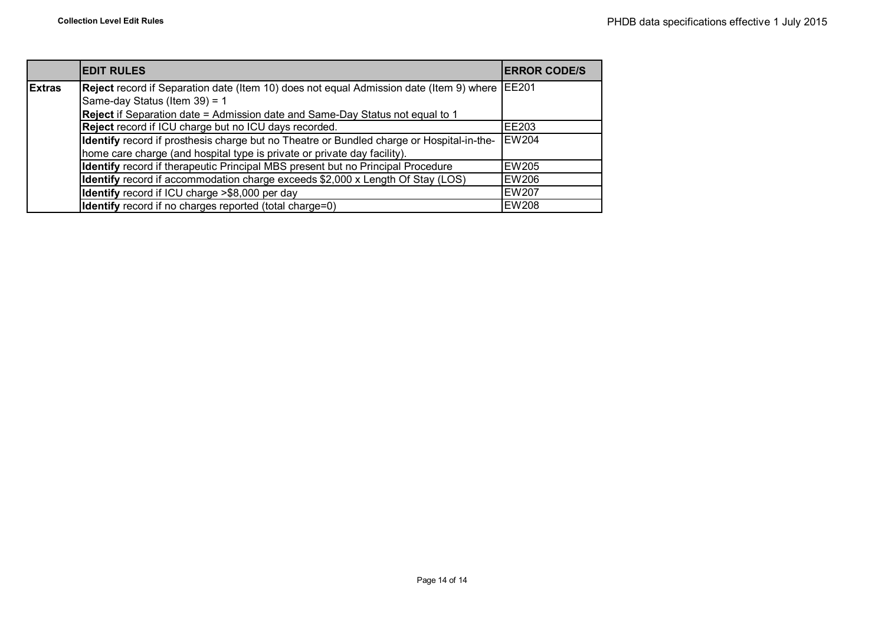| | EDIT RULES | ERROR CODE/S |
|---|---|---|
| **Extras** | **Reject** record if Separation date (Item 10) does not equal Admission date (Item 9) where Same-day Status (Item 39) = 1<br>**Reject** if Separation date = Admission date and Same-Day Status not equal to 1 | EE201 |
| | **Reject** record if ICU charge but no ICU days recorded. | EE203 |
| | **Identify** record if prosthesis charge but no Theatre or Bundled charge or Hospital-in-the-home care charge (and hospital type is private or private day facility). | EW204 |
| | **Identify** record if therapeutic Principal MBS present but no Principal Procedure | EW205 |
| | **Identify** record if accommodation charge exceeds $2,000 x Length Of Stay (LOS) | EW206 |
| | **Identify** record if ICU charge >$8,000 per day | EW207 |
| | **Identify** record if no charges reported (total charge=0) | EW208 |